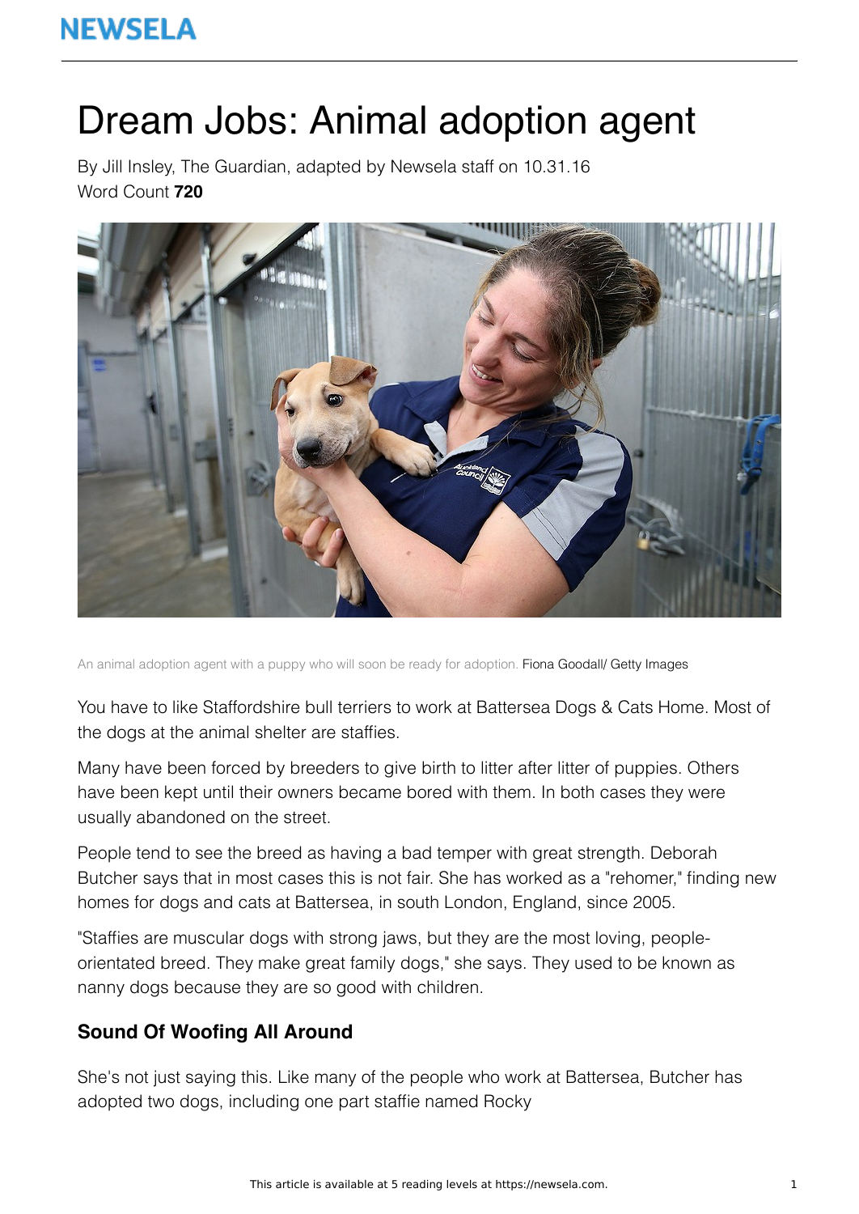# Dream Jobs: Animal adoption agent

By Jill Insley, The Guardian, adapted by Newsela staff on 10.31.16

Word Count **720**

An animal adoption agent with a puppy who will soon be ready for adoption. Fiona Goodall/ Getty Images

You have to like Staffordshire bull terriers to work at Battersea Dogs & Cats Home. Most of the dogs at the animal shelter are staffies.

Many have been forced by breeders to give birth to litter after litter of puppies. Others have been kept until their owners became bored with them. In both cases they were usually abandoned on the street.

People tend to see the breed as having a bad temper with great strength. Deborah Butcher says that in most cases this is not fair. She has worked as a "rehomer," finding new homes for dogs and cats at Battersea, in south London, England, since 2005.

"Staffies are muscular dogs with strong jaws, but they are the most loving, people-orientated breed. They make great family dogs," she says. They used to be known as nanny dogs because they are so good with children.

### Sound Of Woofing All Around

She's not just saying this. Like many of the people who work at Battersea, Butcher has adopted two dogs, including one part staffie named Rocky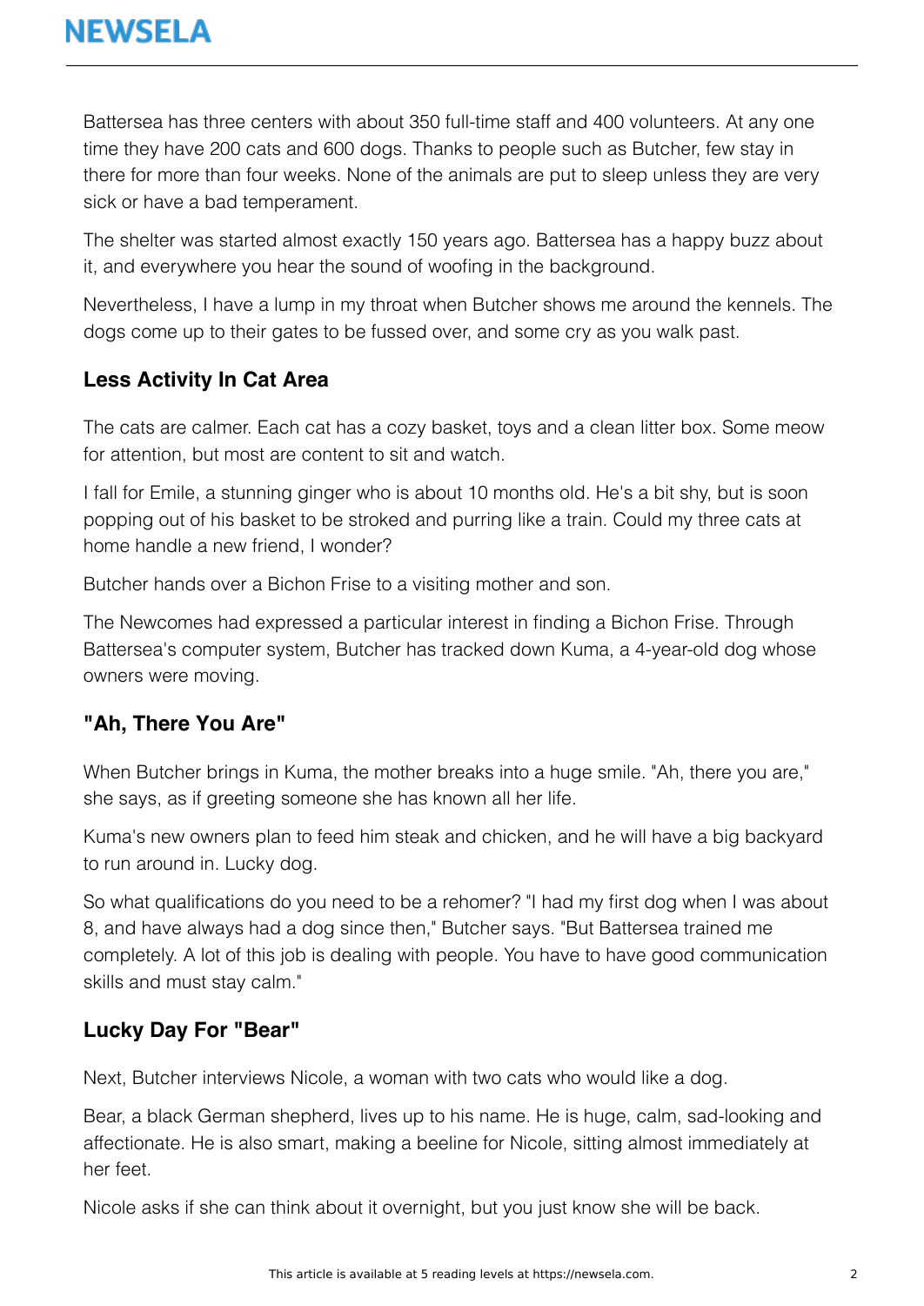Battersea has three centers with about 350 full-time staff and 400 volunteers. At any one time they have 200 cats and 600 dogs. Thanks to people such as Butcher, few stay in there for more than four weeks. None of the animals are put to sleep unless they are very sick or have a bad temperament.

The shelter was started almost exactly 150 years ago. Battersea has a happy buzz about it, and everywhere you hear the sound of woofing in the background.

Nevertheless, I have a lump in my throat when Butcher shows me around the kennels. The dogs come up to their gates to be fussed over, and some cry as you walk past.

### Less Activity In Cat Area

The cats are calmer. Each cat has a cozy basket, toys and a clean litter box. Some meow for attention, but most are content to sit and watch.

I fall for Emile, a stunning ginger who is about 10 months old. He's a bit shy, but is soon popping out of his basket to be stroked and purring like a train. Could my three cats at home handle a new friend, I wonder?

Butcher hands over a Bichon Frise to a visiting mother and son.

The Newcomes had expressed a particular interest in finding a Bichon Frise. Through Battersea's computer system, Butcher has tracked down Kuma, a 4-year-old dog whose owners were moving.

### "Ah, There You Are"

When Butcher brings in Kuma, the mother breaks into a huge smile. "Ah, there you are," she says, as if greeting someone she has known all her life.

Kuma's new owners plan to feed him steak and chicken, and he will have a big backyard to run around in. Lucky dog.

So what qualifications do you need to be a rehomer? "I had my first dog when I was about 8, and have always had a dog since then," Butcher says. "But Battersea trained me completely. A lot of this job is dealing with people. You have to have good communication skills and must stay calm."

### Lucky Day For "Bear"

Next, Butcher interviews Nicole, a woman with two cats who would like a dog.

Bear, a black German shepherd, lives up to his name. He is huge, calm, sad-looking and affectionate. He is also smart, making a beeline for Nicole, sitting almost immediately at her feet.

Nicole asks if she can think about it overnight, but you just know she will be back.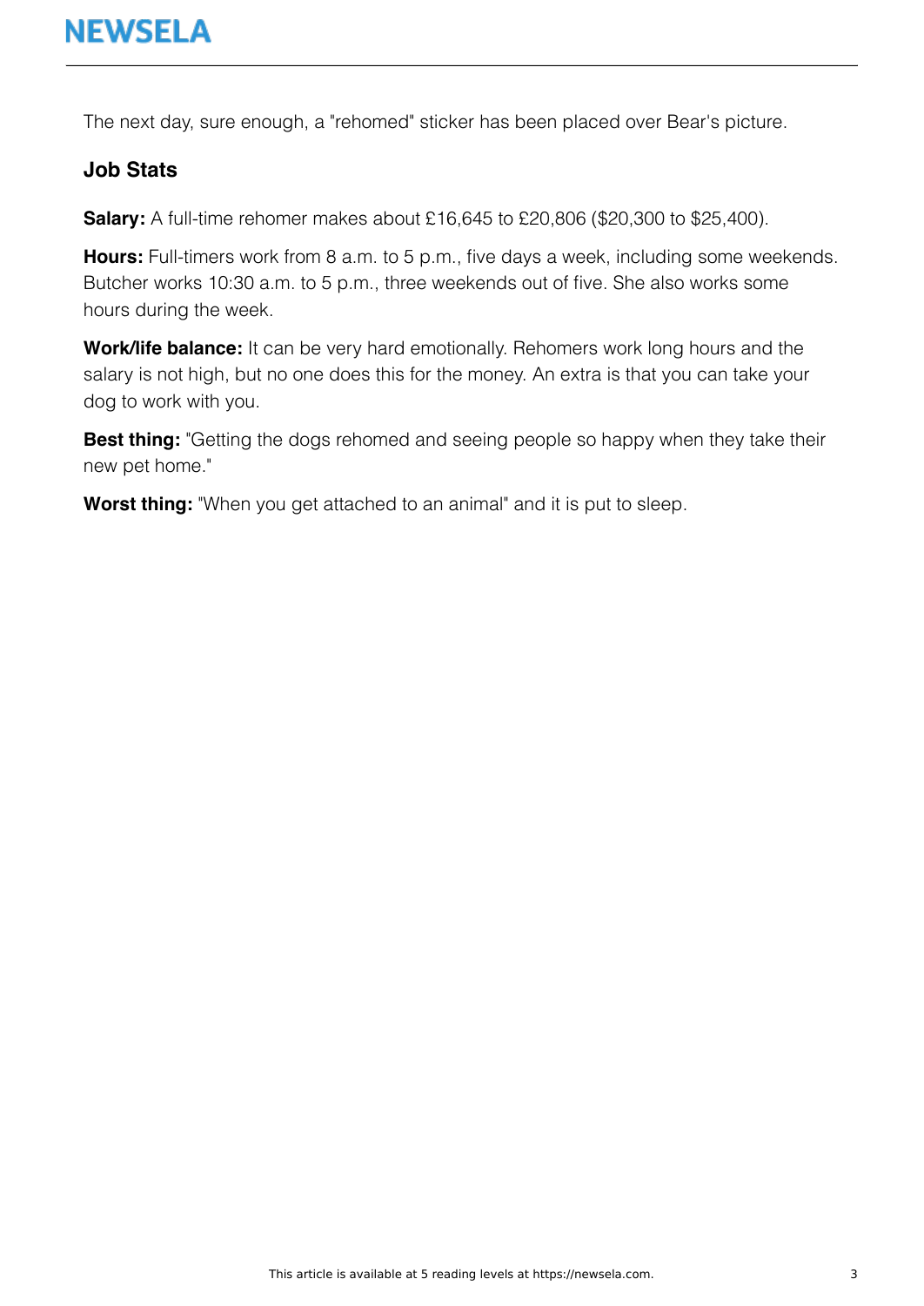The next day, sure enough, a "rehomed" sticker has been placed over Bear's picture.

## Job Stats

**Salary:** A full-time rehomer makes about £16,645 to £20,806 ($20,300 to $25,400).

**Hours:** Full-timers work from 8 a.m. to 5 p.m., five days a week, including some weekends. Butcher works 10:30 a.m. to 5 p.m., three weekends out of five. She also works some hours during the week.

**Work/life balance:** It can be very hard emotionally. Rehomers work long hours and the salary is not high, but no one does this for the money. An extra is that you can take your dog to work with you.

**Best thing:** "Getting the dogs rehomed and seeing people so happy when they take their new pet home."

**Worst thing:** "When you get attached to an animal" and it is put to sleep.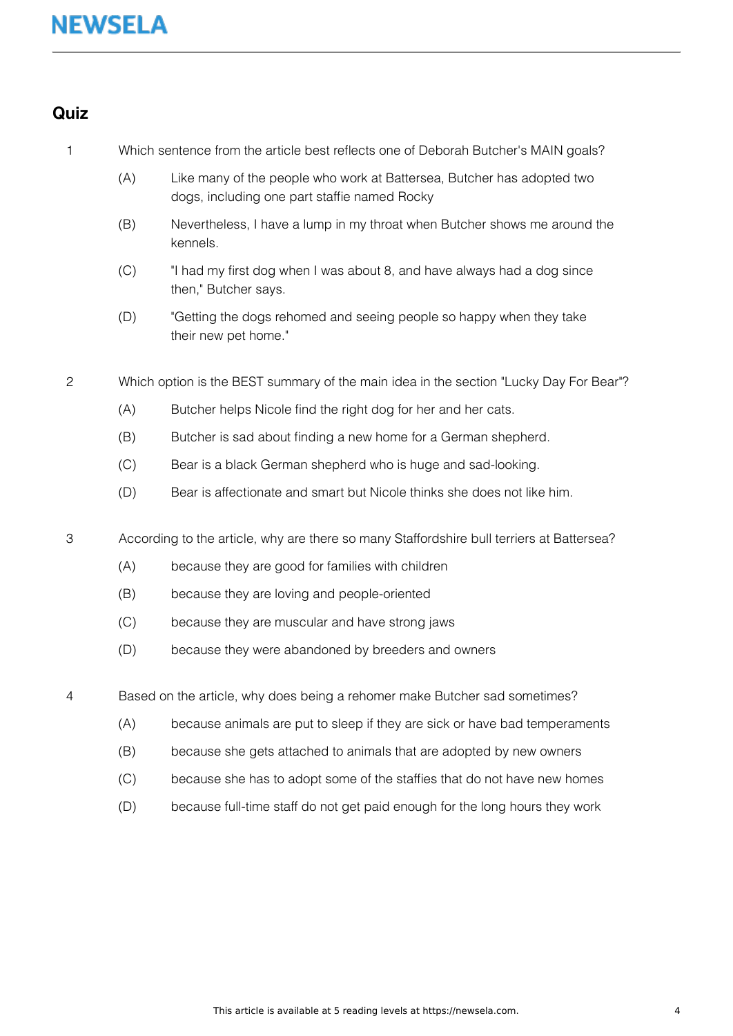## Quiz

1. Which sentence from the article best reflects one of Deborah Butcher's MAIN goals?

   (A) Like many of the people who work at Battersea, Butcher has adopted two dogs, including one part staffie named Rocky

   (B) Nevertheless, I have a lump in my throat when Butcher shows me around the kennels.

   (C) "I had my first dog when I was about 8, and have always had a dog since then," Butcher says.

   (D) "Getting the dogs rehomed and seeing people so happy when they take their new pet home."

2. Which option is the BEST summary of the main idea in the section "Lucky Day For Bear"?

   (A) Butcher helps Nicole find the right dog for her and her cats.

   (B) Butcher is sad about finding a new home for a German shepherd.

   (C) Bear is a black German shepherd who is huge and sad-looking.

   (D) Bear is affectionate and smart but Nicole thinks she does not like him.

3. According to the article, why are there so many Staffordshire bull terriers at Battersea?

   (A) because they are good for families with children

   (B) because they are loving and people-oriented

   (C) because they are muscular and have strong jaws

   (D) because they were abandoned by breeders and owners

4. Based on the article, why does being a rehomer make Butcher sad sometimes?

   (A) because animals are put to sleep if they are sick or have bad temperaments

   (B) because she gets attached to animals that are adopted by new owners

   (C) because she has to adopt some of the staffies that do not have new homes

   (D) because full-time staff do not get paid enough for the long hours they work